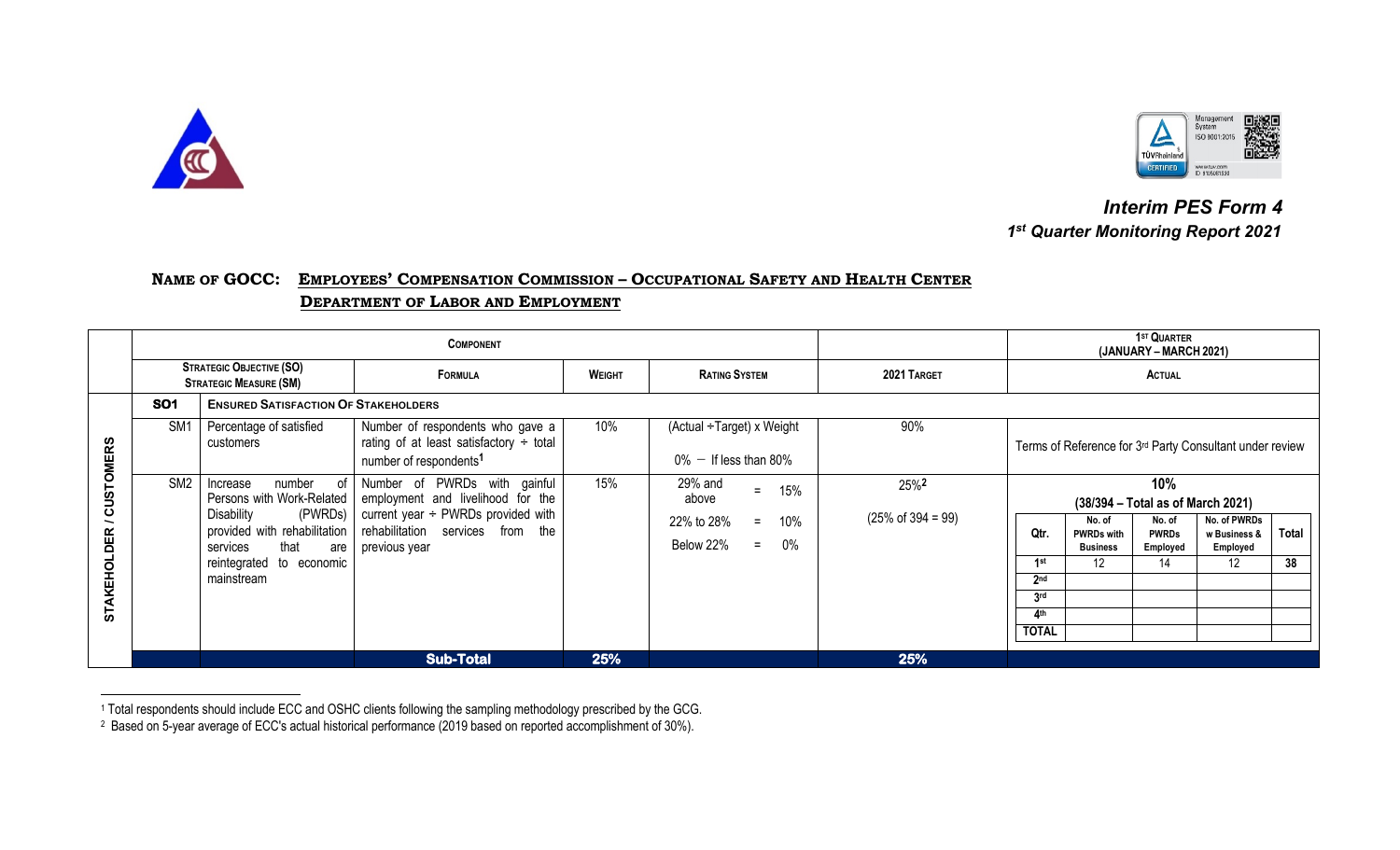*Interim PES Form 4*
***1st Quarter Monitoring Report 2021***

**NAME OF GOCC:** **EMPLOYEES' COMPENSATION COMMISSION – OCCUPATIONAL SAFETY AND HEALTH CENTER DEPARTMENT OF LABOR AND EMPLOYMENT**

| | COMPONENT | | | | | | 1ST QUARTER (JANUARY – MARCH 2021) |
|---|---|---|---|---|---|---|---|
| | STRATEGIC OBJECTIVE (SO) / STRATEGIC MEASURE (SM) | | FORMULA | WEIGHT | RATING SYSTEM | 2021 TARGET | ACTUAL |
| STAKEHOLDER / CUSTOMERS | **SO1** | **ENSURED SATISFACTION OF STAKEHOLDERS** | | | | | |
| | SM1 | Percentage of satisfied customers | Number of respondents who gave a rating of at least satisfactory ÷ total number of respondents[1] | 10% | (Actual ÷Target) x Weight<br>0% – If less than 80% | 90% | Terms of Reference for 3rd Party Consultant under review |
| | SM2 | Increase number of Persons with Work-Related Disability (PWRDs) provided with rehabilitation services that are reintegrated to economic mainstream | Number of PWRDs with gainful employment and livelihood for the current year ÷ PWRDs provided with rehabilitation services from the previous year | 15% | 29% and above = 15%<br>22% to 28% = 10%<br>Below 22% = 0% | 25%[2]<br>(25% of 394 = 99) | **10%**<br>**(38/394 – Total as of March 2021)** |
| | | | **Sub-Total** | **25%** | | **25%** | |

**SM2 Actual breakdown:**

| Qtr. | No. of PWRDs with Business | No. of PWRDs Employed | No. of PWRDs w Business & Employed | Total |
|---|---|---|---|---|
| 1st | 12 | 14 | 12 | **38** |
| 2nd | | | | |
| 3rd | | | | |
| 4th | | | | |
| **TOTAL** | | | | |

[1] Total respondents should include ECC and OSHC clients following the sampling methodology prescribed by the GCG.

[2] Based on 5-year average of ECC's actual historical performance (2019 based on reported accomplishment of 30%).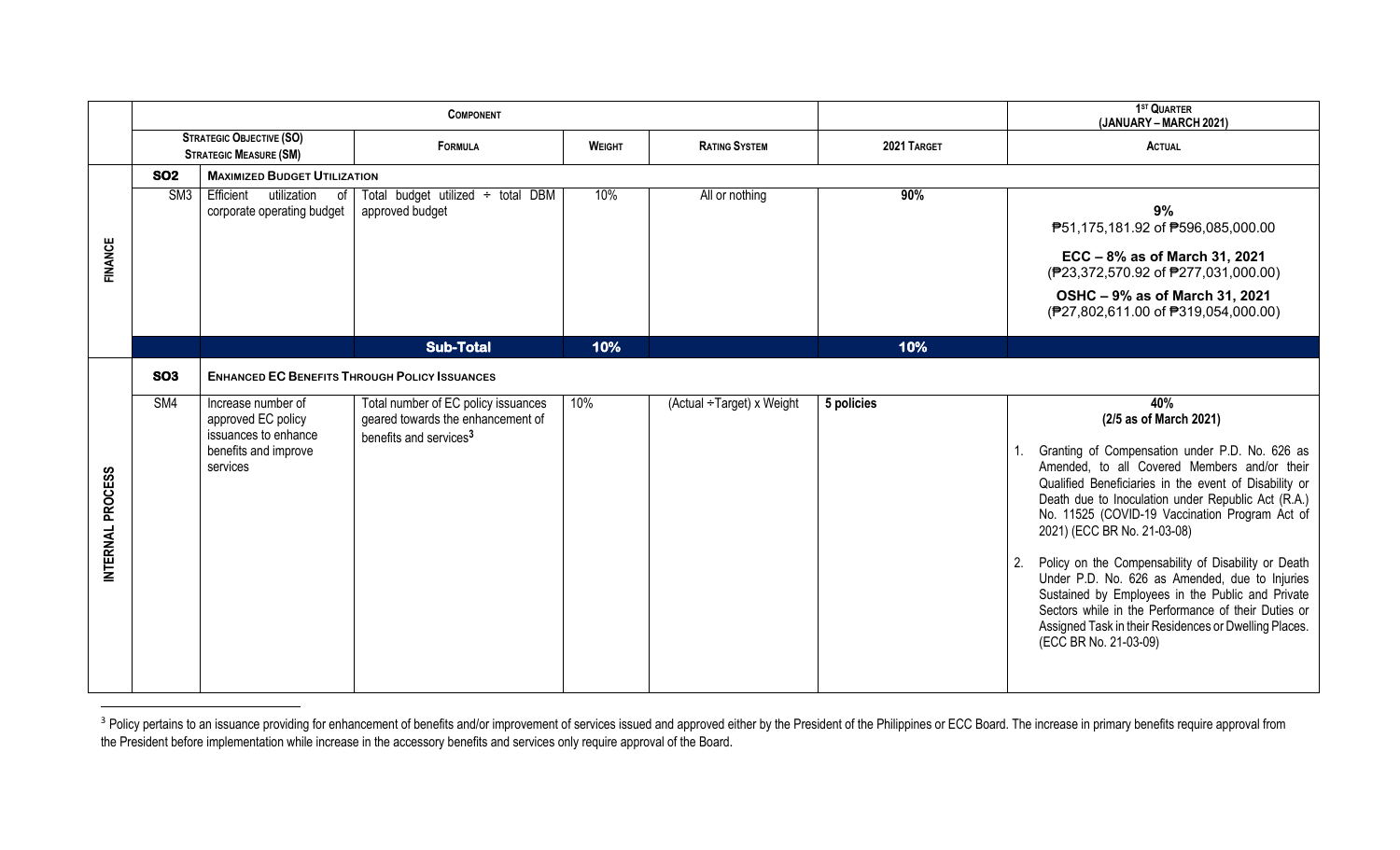| | Component | | | | | | 1st Quarter (January – March 2021) |
|---|---|---|---|---|---|---|---|
| | Strategic Objective (SO) Strategic Measure (SM) | | Formula | Weight | Rating System | 2021 Target | Actual |
| FINANCE | **SO2** | **Maximized Budget Utilization** | | | | | |
| | SM3 | Efficient utilization of corporate operating budget | Total budget utilized ÷ total DBM approved budget | 10% | All or nothing | **90%** | **9%**<br>₱51,175,181.92 of ₱596,085,000.00<br>**ECC – 8% as of March 31, 2021**<br>(₱23,372,570.92 of ₱277,031,000.00)<br>**OSHC – 9% as of March 31, 2021**<br>(₱27,802,611.00 of ₱319,054,000.00) |
| | | | **Sub-Total** | **10%** | | **10%** | |
| INTERNAL PROCESS | **SO3** | **Enhanced EC Benefits Through Policy Issuances** | | | | | |
| | SM4 | Increase number of approved EC policy issuances to enhance benefits and improve services | Total number of EC policy issuances geared towards the enhancement of benefits and services[3] | 10% | (Actual ÷Target) x Weight | **5 policies** | **40%**<br>**(2/5 as of March 2021)**<br>1. Granting of Compensation under P.D. No. 626 as Amended, to all Covered Members and/or their Qualified Beneficiaries in the event of Disability or Death due to Inoculation under Republic Act (R.A.) No. 11525 (COVID-19 Vaccination Program Act of 2021) (ECC BR No. 21-03-08)<br>2. Policy on the Compensability of Disability or Death Under P.D. No. 626 as Amended, due to Injuries Sustained by Employees in the Public and Private Sectors while in the Performance of their Duties or Assigned Task in their Residences or Dwelling Places. (ECC BR No. 21-03-09) |

[3] Policy pertains to an issuance providing for enhancement of benefits and/or improvement of services issued and approved either by the President of the Philippines or ECC Board. The increase in primary benefits require approval from the President before implementation while increase in the accessory benefits and services only require approval of the Board.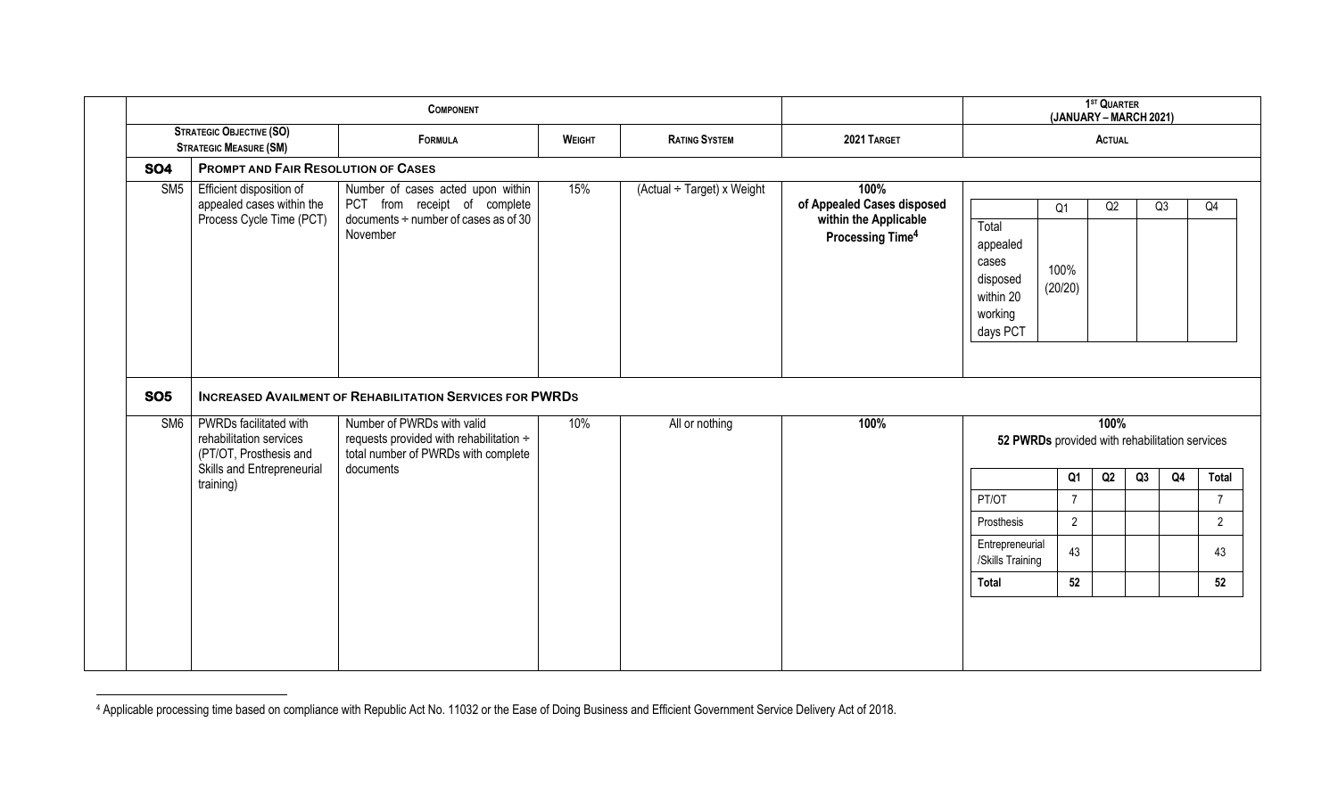| Component | | | | | | 1ST QUARTER (JANUARY – MARCH 2021) |
|---|---|---|---|---|---|---|
| Strategic Objective (SO) Strategic Measure (SM) | | Formula | Weight | Rating System | 2021 Target | Actual |
| **SO4** | **PROMPT AND FAIR RESOLUTION OF CASES** | | | | | |
| SM5 | Efficient disposition of appealed cases within the Process Cycle Time (PCT) | Number of cases acted upon within PCT from receipt of complete documents ÷ number of cases as of 30 November | 15% | (Actual ÷ Target) x Weight | **100% of Appealed Cases disposed within the Applicable Processing Time[4]** | Total appealed cases disposed within 20 working days PCT: Q1: 100% (20/20); Q2: ; Q3: ; Q4: |
| **SO5** | **INCREASED AVAILMENT OF REHABILITATION SERVICES FOR PWRDs** | | | | | |
| SM6 | PWRDs facilitated with rehabilitation services (PT/OT, Prosthesis and Skills and Entrepreneurial training) | Number of PWRDs with valid requests provided with rehabilitation ÷ total number of PWRDs with complete documents | 10% | All or nothing | **100%** | **100%** **52 PWRDs** provided with rehabilitation services |

| | Q1 | Q2 | Q3 | Q4 | Total |
|---|---|---|---|---|---|
| PT/OT | 7 | | | | 7 |
| Prosthesis | 2 | | | | 2 |
| Entrepreneurial /Skills Training | 43 | | | | 43 |
| **Total** | **52** | | | | **52** |

[4] Applicable processing time based on compliance with Republic Act No. 11032 or the Ease of Doing Business and Efficient Government Service Delivery Act of 2018.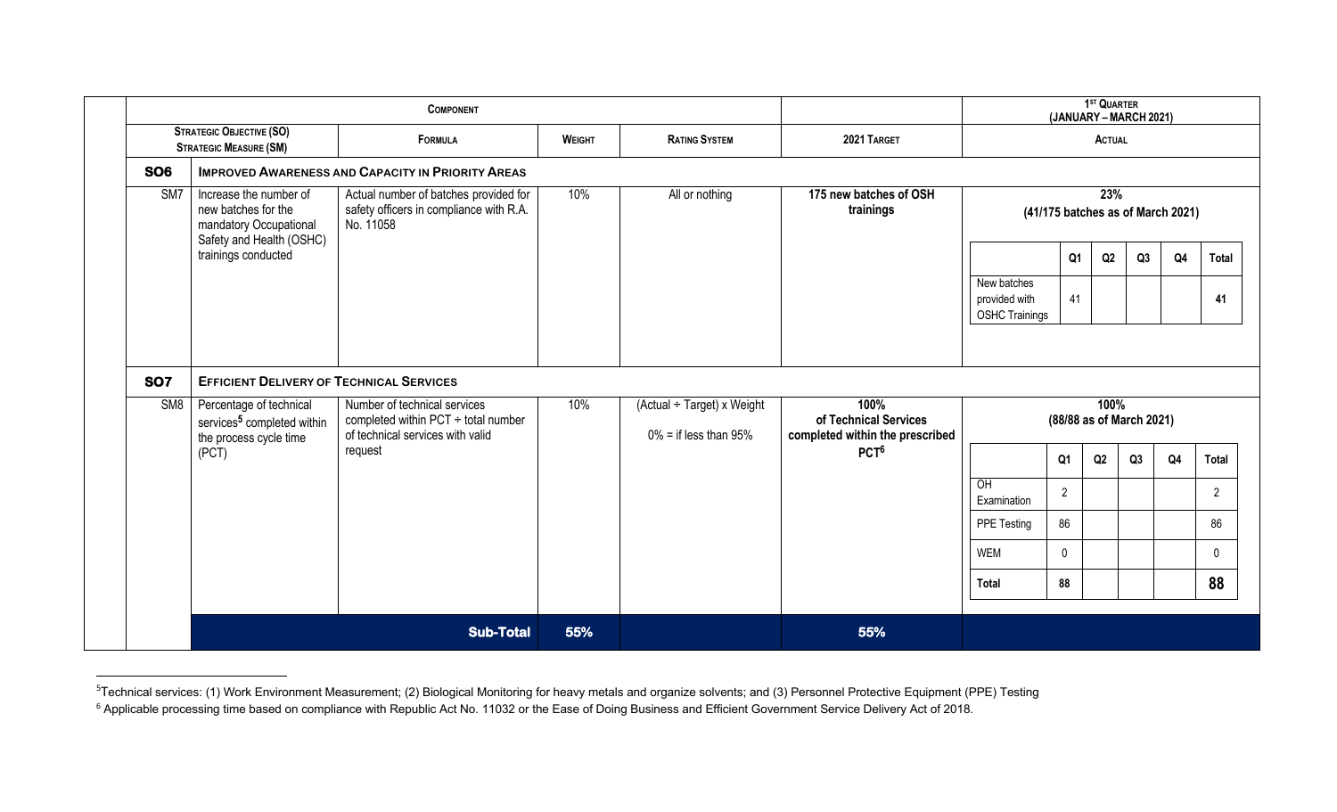| | Component | | | | | 1st Quarter (January – March 2021) |
|---|---|---|---|---|---|---|
| Strategic Objective (SO) / Strategic Measure (SM) | | Formula | Weight | Rating System | 2021 Target | Actual |
| **SO6** | **Improved Awareness and Capacity in Priority Areas** | | | | | |
| SM7 | Increase the number of new batches for the mandatory Occupational Safety and Health (OSHC) trainings conducted | Actual number of batches provided for safety officers in compliance with R.A. No. 11058 | 10% | All or nothing | **175 new batches of OSH trainings** | **23% (41/175 batches as of March 2021)** |
| **SO7** | **Efficient Delivery of Technical Services** | | | | | |
| SM8 | Percentage of technical services[5] completed within the process cycle time (PCT) | Number of technical services completed within PCT ÷ total number of technical services with valid request | 10% | (Actual ÷ Target) x Weight<br>0% = if less than 95% | **100% of Technical Services completed within the prescribed PCT[6]** | **100% (88/88 as of March 2021)** |
| | | **Sub-Total** | **55%** | | **55%** | |

SM7 Actual breakdown:

| | Q1 | Q2 | Q3 | Q4 | Total |
|---|---|---|---|---|---|
| New batches provided with OSHC Trainings | 41 | | | | 41 |

SM8 Actual breakdown:

| | Q1 | Q2 | Q3 | Q4 | Total |
|---|---|---|---|---|---|
| OH Examination | 2 | | | | 2 |
| PPE Testing | 86 | | | | 86 |
| WEM | 0 | | | | 0 |
| **Total** | **88** | | | | **88** |

[5]Technical services: (1) Work Environment Measurement; (2) Biological Monitoring for heavy metals and organize solvents; and (3) Personnel Protective Equipment (PPE) Testing

[6] Applicable processing time based on compliance with Republic Act No. 11032 or the Ease of Doing Business and Efficient Government Service Delivery Act of 2018.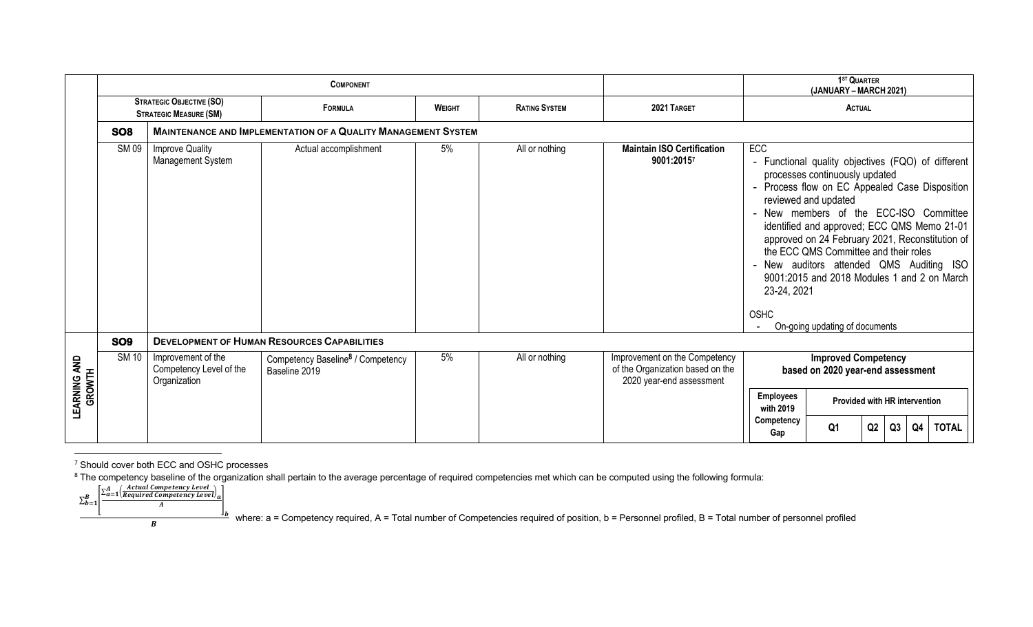| | COMPONENT | | | | | | 1ST QUARTER (JANUARY – MARCH 2021) | | | | | |
|---|---|---|---|---|---|---|---|---|---|---|---|---|
| | STRATEGIC OBJECTIVE (SO) STRATEGIC MEASURE (SM) | | FORMULA | WEIGHT | RATING SYSTEM | 2021 TARGET | ACTUAL | | | | | |
| | **SO8** | **MAINTENANCE AND IMPLEMENTATION OF A QUALITY MANAGEMENT SYSTEM** | | | | | | | | | | |
| | SM 09 | Improve Quality Management System | Actual accomplishment | 5% | All or nothing | **Maintain ISO Certification 9001:2015**[7] | ECC<br>- Functional quality objectives (FQO) of different processes continuously updated<br>- Process flow on EC Appealed Case Disposition reviewed and updated<br>- New members of the ECC-ISO Committee identified and approved; ECC QMS Memo 21-01 approved on 24 February 2021, Reconstitution of the ECC QMS Committee and their roles<br>- New auditors attended QMS Auditing ISO 9001:2015 and 2018 Modules 1 and 2 on March 23-24, 2021<br><br>OSHC<br>- On-going updating of documents | | | | | |
| **LEARNING AND GROWTH** | **SO9** | **DEVELOPMENT OF HUMAN RESOURCES CAPABILITIES** | | | | | | | | | | |
| | SM 10 | Improvement of the Competency Level of the Organization | Competency Baseline[8] / Competency Baseline 2019 | 5% | All or nothing | Improvement on the Competency of the Organization based on the 2020 year-end assessment | **Improved Competency based on 2020 year-end assessment** | | | | | |
| | | | | | | | **Employees with 2019 Competency Gap** | **Provided with HR intervention** | | | | |
| | | | | | | | | **Q1** | **Q2** | **Q3** | **Q4** | **TOTAL** |

[7] Should cover both ECC and OSHC processes

[8] The competency baseline of the organization shall pertain to the average percentage of required competencies met which can be computed using the following formula:

$$\frac{\sum_{b=1}^{B}\left[\frac{\sum_{a=1}^{A}\left(\frac{Actual\ Competency\ Level}{Required\ Competency\ Level}\right)_a}{A}\right]_b}{B}$$

where: a = Competency required, A = Total number of Competencies required of position, b = Personnel profiled, B = Total number of personnel profiled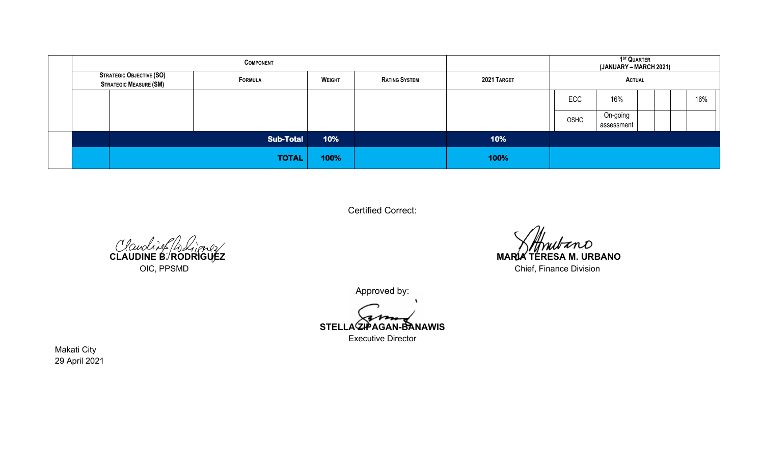| | Component | | | | | 2021 Target | 1st Quarter (January – March 2021) | | | | | |
|---|---|---|---|---|---|---|---|---|---|---|---|---|
| | Strategic Objective (SO) Strategic Measure (SM) | | Formula | Weight | Rating System | | Actual | | | | | |
| | | | | | | | ECC | 16% | | | | 16% |
| | | | | | | | OSHC | On-going assessment | | | | |
| | | Sub-Total | | 10% | | 10% | | | | | | |
| | | TOTAL | | 100% | | 100% | | | | | | |

Certified Correct:

**CLAUDINE B. RODRIGUEZ**
OIC, PPSMD

**MARIA TERESA M. URBANO**
Chief, Finance Division

Approved by:

**STELLA ZIPAGAN-BANAWIS**
Executive Director

Makati City
29 April 2021